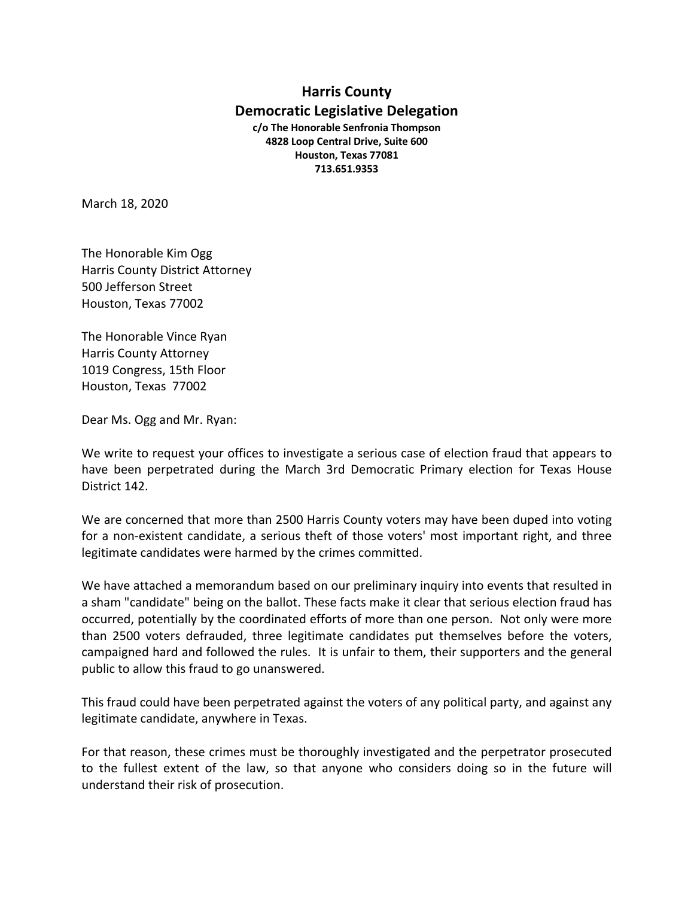# Harris County
# Democratic Legislative Delegation

**c/o The Honorable Senfronia Thompson**
**4828 Loop Central Drive, Suite 600**
**Houston, Texas 77081**
**713.651.9353**

March 18, 2020

The Honorable Kim Ogg
Harris County District Attorney
500 Jefferson Street
Houston, Texas 77002

The Honorable Vince Ryan
Harris County Attorney
1019 Congress, 15th Floor
Houston, Texas 77002

Dear Ms. Ogg and Mr. Ryan:

We write to request your offices to investigate a serious case of election fraud that appears to have been perpetrated during the March 3rd Democratic Primary election for Texas House District 142.

We are concerned that more than 2500 Harris County voters may have been duped into voting for a non-existent candidate, a serious theft of those voters' most important right, and three legitimate candidates were harmed by the crimes committed.

We have attached a memorandum based on our preliminary inquiry into events that resulted in a sham "candidate" being on the ballot. These facts make it clear that serious election fraud has occurred, potentially by the coordinated efforts of more than one person. Not only were more than 2500 voters defrauded, three legitimate candidates put themselves before the voters, campaigned hard and followed the rules. It is unfair to them, their supporters and the general public to allow this fraud to go unanswered.

This fraud could have been perpetrated against the voters of any political party, and against any legitimate candidate, anywhere in Texas.

For that reason, these crimes must be thoroughly investigated and the perpetrator prosecuted to the fullest extent of the law, so that anyone who considers doing so in the future will understand their risk of prosecution.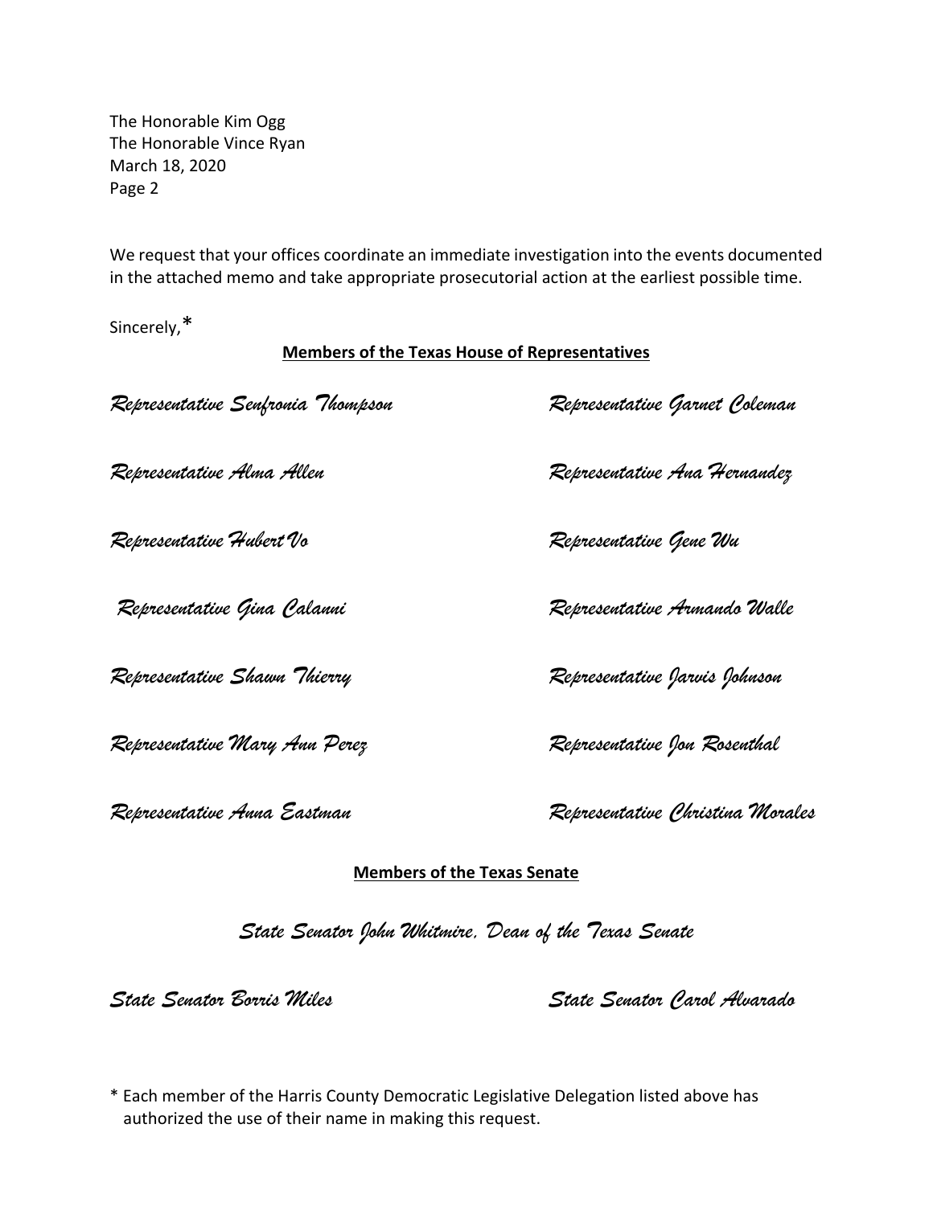We request that your offices coordinate an immediate investigation into the events documented in the attached memo and take appropriate prosecutorial action at the earliest possible time.

Sincerely,*

**Members of the Texas House of Representatives**

*Representative Senfronia Thompson*

*Representative Garnet Coleman*

*Representative Alma Allen*

*Representative Ana Hernandez*

*Representative Hubert Vo*

*Representative Gene Wu*

*Representative Gina Calanni*

*Representative Armando Walle*

*Representative Shawn Thierry*

*Representative Jarvis Johnson*

*Representative Mary Ann Perez*

*Representative Jon Rosenthal*

*Representative Anna Eastman*

*Representative Christina Morales*

**Members of the Texas Senate**

*State Senator John Whitmire, Dean of the Texas Senate*

*State Senator Borris Miles*

*State Senator Carol Alvarado*

\* Each member of the Harris County Democratic Legislative Delegation listed above has authorized the use of their name in making this request.